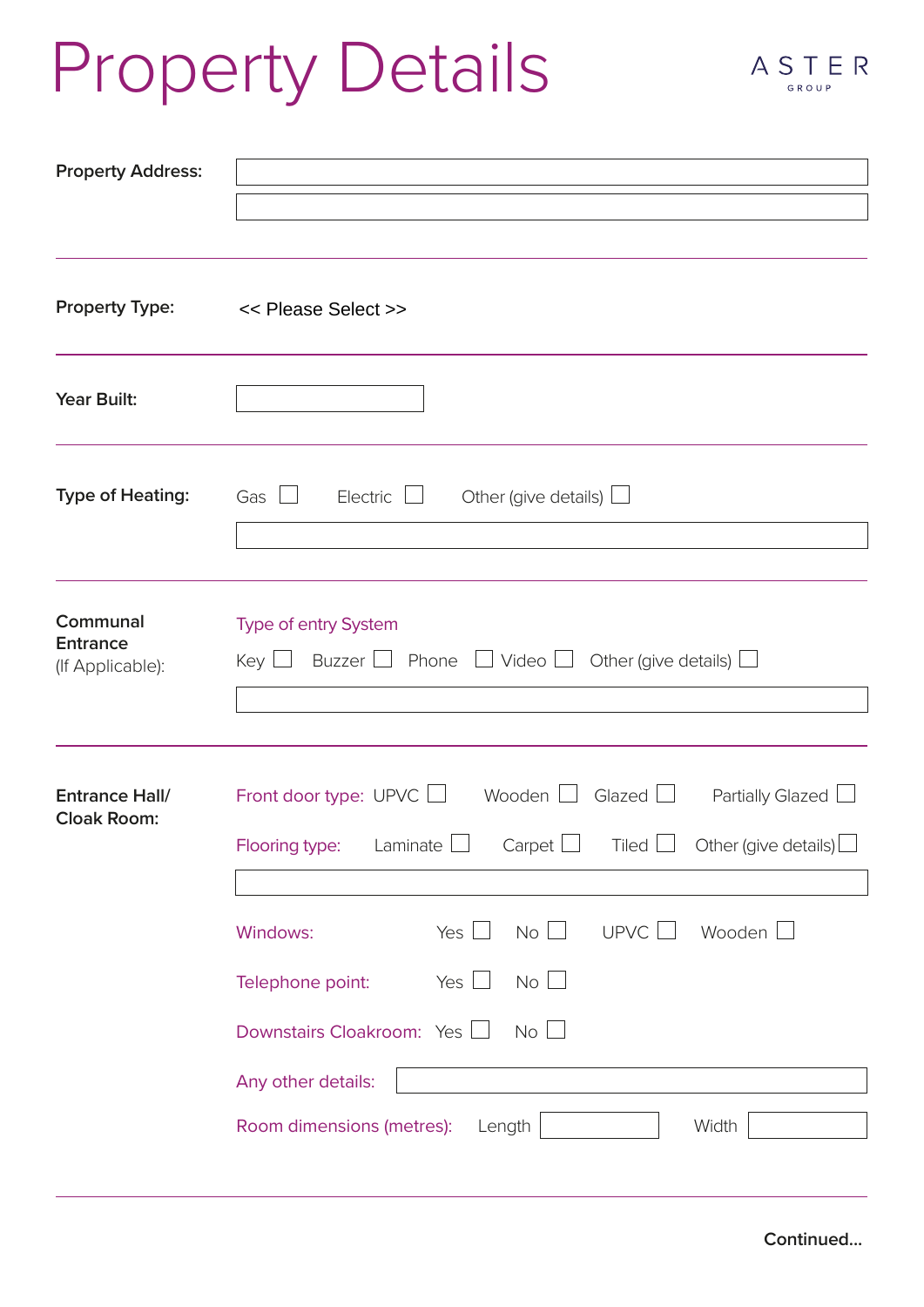# Property Details

ASTER GROUP

**Property Address:**

---

**Property Type:** << Please Select >>

---

**Year Built:**

---

**Type of Heating:**

Gas ☐ Electric ☐ Other (give details) ☐

---

**Communal Entrance** (If Applicable):

Type of entry System

Key ☐ Buzzer ☐ Phone ☐ Video ☐ Other (give details) ☐

---

**Entrance Hall/ Cloak Room:**

Front door type: UPVC ☐ Wooden ☐ Glazed ☐ Partially Glazed ☐

Flooring type: Laminate ☐ Carpet ☐ Tiled ☐ Other (give details) ☐

Windows: Yes ☐ No ☐ UPVC ☐ Wooden ☐

Telephone point: Yes ☐ No ☐

Downstairs Cloakroom: Yes ☐ No ☐

Any other details:

Room dimensions (metres): Length Width

---

**Continued...**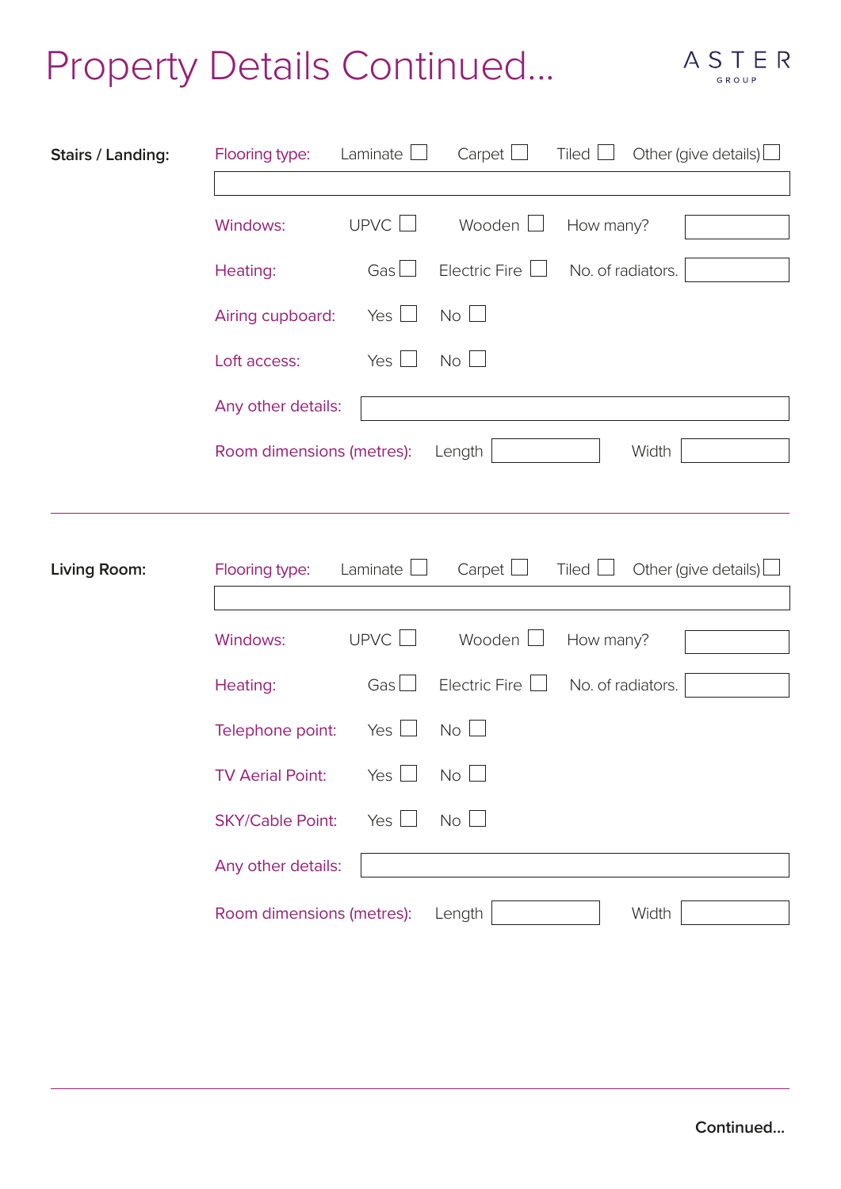# Property Details Continued...

ASTER GROUP

**Stairs / Landing:**

Flooring type: Laminate ☐ Carpet ☐ Tiled ☐ Other (give details) ☐

Windows: UPVC ☐ Wooden ☐ How many?

Heating: Gas ☐ Electric Fire ☐ No. of radiators.

Airing cupboard: Yes ☐ No ☐

Loft access: Yes ☐ No ☐

Any other details:

Room dimensions (metres): Length Width

---

**Living Room:**

Flooring type: Laminate ☐ Carpet ☐ Tiled ☐ Other (give details) ☐

Windows: UPVC ☐ Wooden ☐ How many?

Heating: Gas ☐ Electric Fire ☐ No. of radiators.

Telephone point: Yes ☐ No ☐

TV Aerial Point: Yes ☐ No ☐

SKY/Cable Point: Yes ☐ No ☐

Any other details:

Room dimensions (metres): Length Width

---

**Continued...**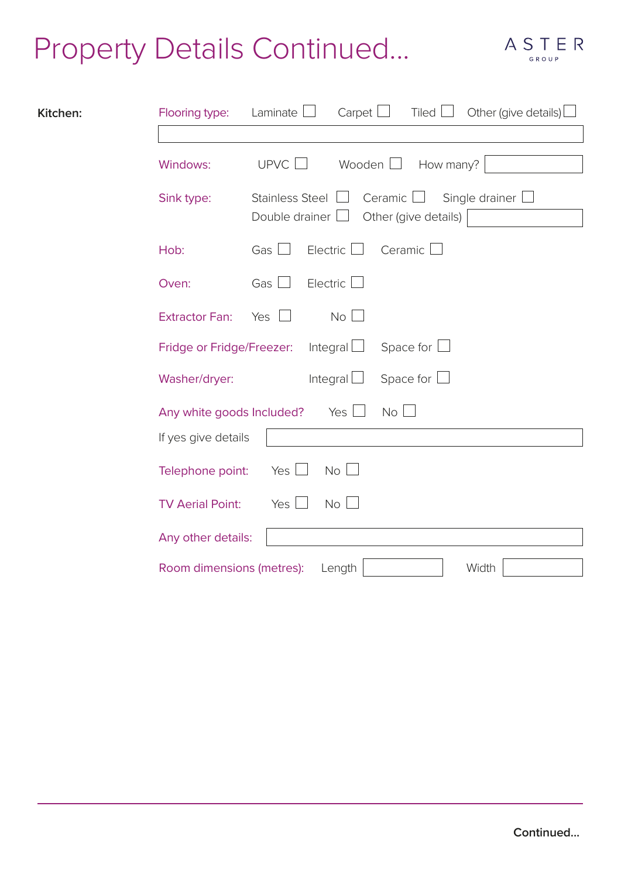# Property Details Continued...

ASTER GROUP

**Kitchen:**

Flooring type: Laminate ☐ Carpet ☐ Tiled ☐ Other (give details) ☐

Windows: UPVC ☐ Wooden ☐ How many?

Sink type: Stainless Steel ☐ Ceramic ☐ Single drainer ☐ Double drainer ☐ Other (give details)

Hob: Gas ☐ Electric ☐ Ceramic ☐

Oven: Gas ☐ Electric ☐

Extractor Fan: Yes ☐ No ☐

Fridge or Fridge/Freezer: Integral ☐ Space for ☐

Washer/dryer: Integral ☐ Space for ☐

Any white goods Included? Yes ☐ No ☐

If yes give details

Telephone point: Yes ☐ No ☐

TV Aerial Point: Yes ☐ No ☐

Any other details:

Room dimensions (metres): Length Width

**Continued...**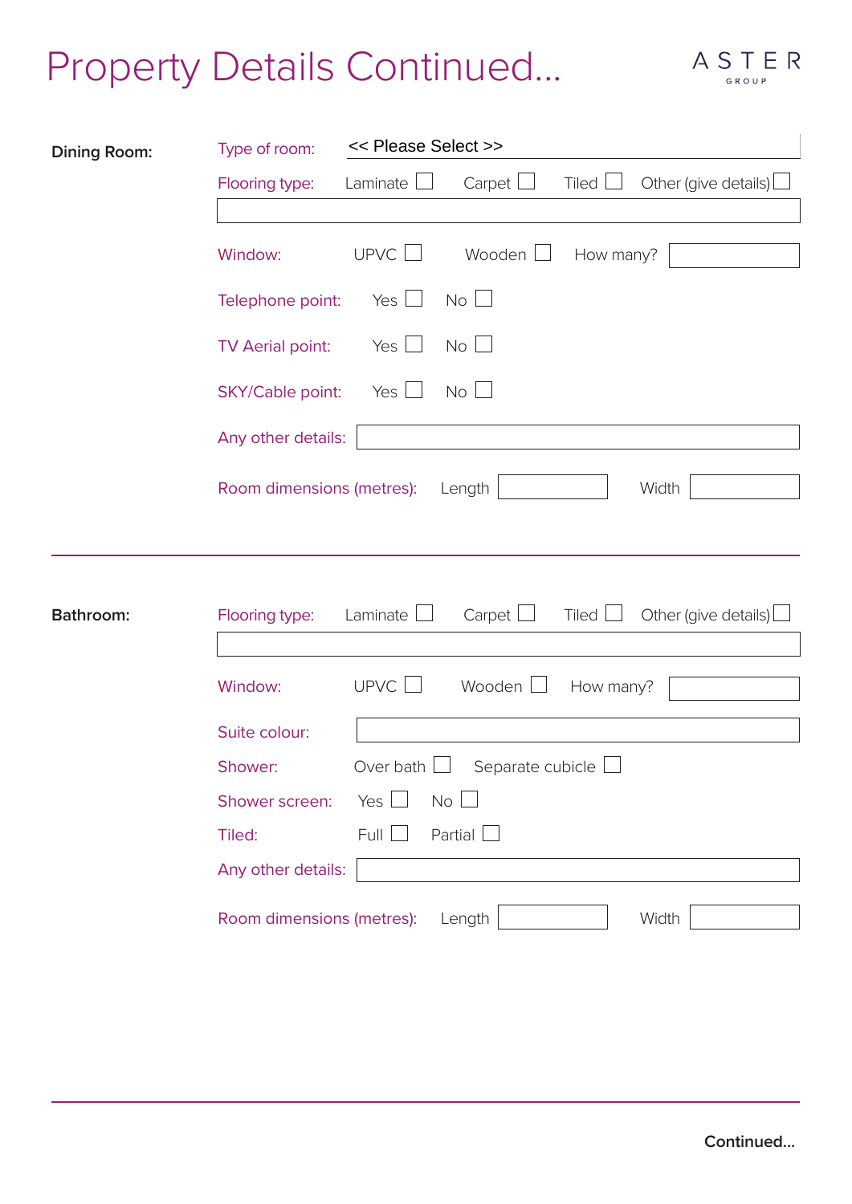# Property Details Continued...

ASTER GROUP

**Dining Room:**

Type of room: << Please Select >>

Flooring type: Laminate ☐ Carpet ☐ Tiled ☐ Other (give details) ☐

Window: UPVC ☐ Wooden ☐ How many?

Telephone point: Yes ☐ No ☐

TV Aerial point: Yes ☐ No ☐

SKY/Cable point: Yes ☐ No ☐

Any other details:

Room dimensions (metres): Length Width

---

**Bathroom:**

Flooring type: Laminate ☐ Carpet ☐ Tiled ☐ Other (give details) ☐

Window: UPVC ☐ Wooden ☐ How many?

Suite colour:

Shower: Over bath ☐ Separate cubicle ☐

Shower screen: Yes ☐ No ☐

Tiled: Full ☐ Partial ☐

Any other details:

Room dimensions (metres): Length Width

---

**Continued...**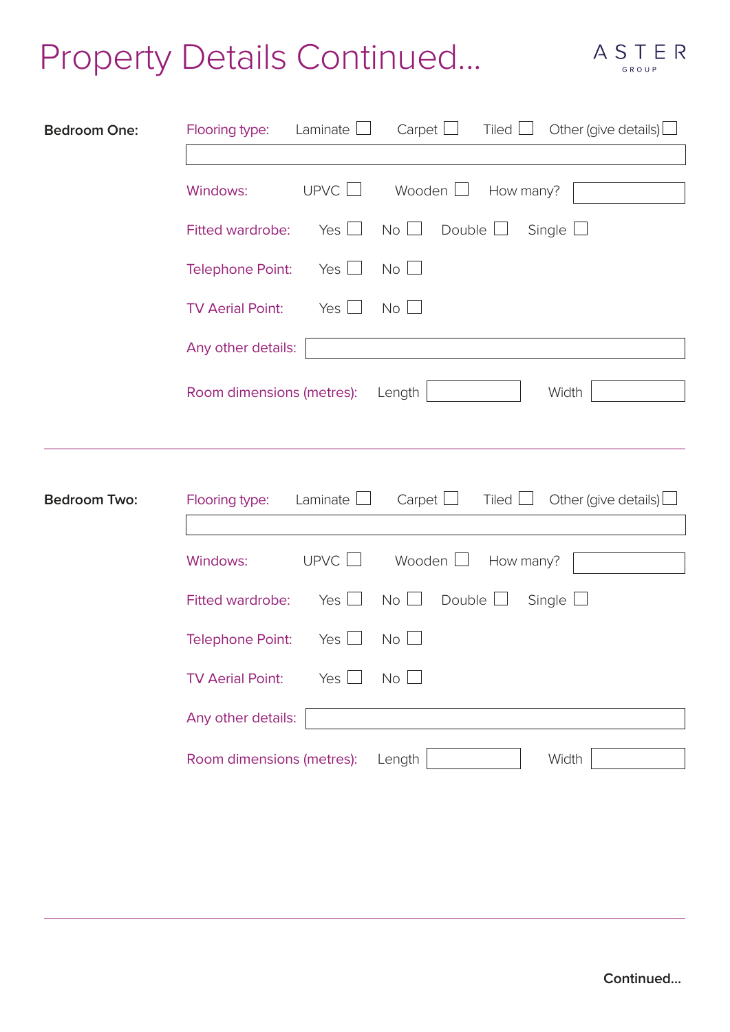# Property Details Continued...

ASTER GROUP

**Bedroom One:**

Flooring type: Laminate ☐ Carpet ☐ Tiled ☐ Other (give details) ☐

Windows: UPVC ☐ Wooden ☐ How many?

Fitted wardrobe: Yes ☐ No ☐ Double ☐ Single ☐

Telephone Point: Yes ☐ No ☐

TV Aerial Point: Yes ☐ No ☐

Any other details:

Room dimensions (metres): Length Width

---

**Bedroom Two:**

Flooring type: Laminate ☐ Carpet ☐ Tiled ☐ Other (give details) ☐

Windows: UPVC ☐ Wooden ☐ How many?

Fitted wardrobe: Yes ☐ No ☐ Double ☐ Single ☐

Telephone Point: Yes ☐ No ☐

TV Aerial Point: Yes ☐ No ☐

Any other details:

Room dimensions (metres): Length Width

---

**Continued...**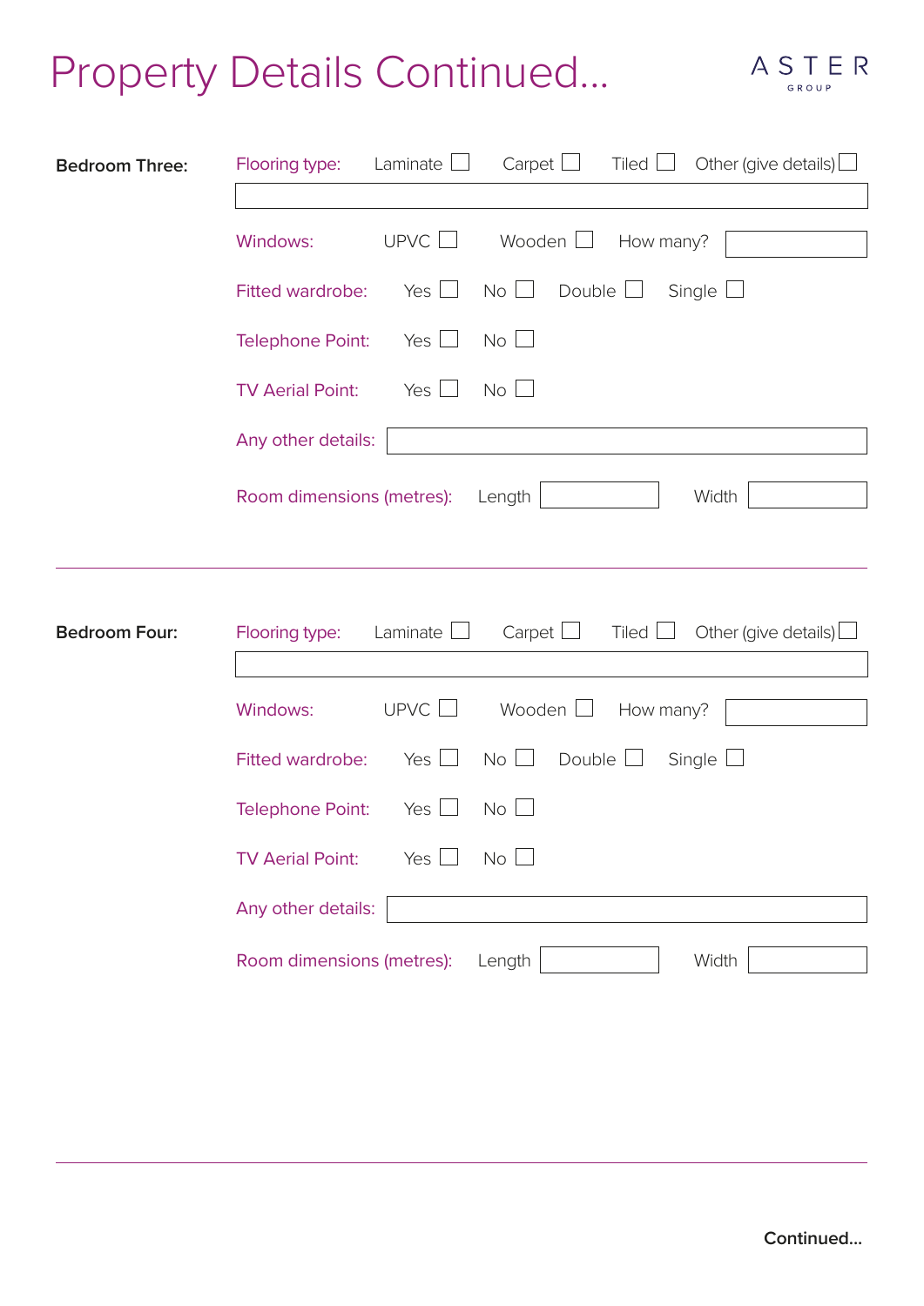# Property Details Continued...

ASTER GROUP

**Bedroom Three:**

Flooring type: Laminate ☐ Carpet ☐ Tiled ☐ Other (give details) ☐

Windows: UPVC ☐ Wooden ☐ How many?

Fitted wardrobe: Yes ☐ No ☐ Double ☐ Single ☐

Telephone Point: Yes ☐ No ☐

TV Aerial Point: Yes ☐ No ☐

Any other details:

Room dimensions (metres): Length Width

---

**Bedroom Four:**

Flooring type: Laminate ☐ Carpet ☐ Tiled ☐ Other (give details) ☐

Windows: UPVC ☐ Wooden ☐ How many?

Fitted wardrobe: Yes ☐ No ☐ Double ☐ Single ☐

Telephone Point: Yes ☐ No ☐

TV Aerial Point: Yes ☐ No ☐

Any other details:

Room dimensions (metres): Length Width

---

**Continued...**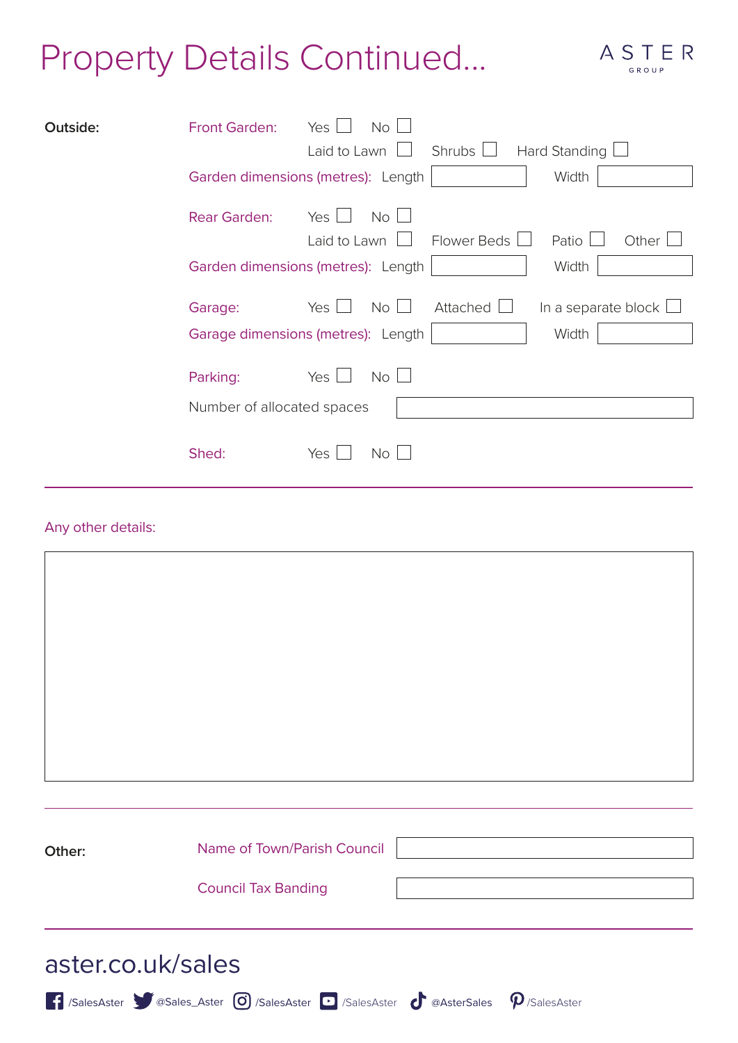# Property Details Continued...

ASTER GROUP

**Outside:**

Front Garden: Yes ☐ No ☐

Laid to Lawn ☐ Shrubs ☐ Hard Standing ☐

Garden dimensions (metres): Length ____ Width ____

Rear Garden: Yes ☐ No ☐

Laid to Lawn ☐ Flower Beds ☐ Patio ☐ Other ☐

Garden dimensions (metres): Length ____ Width ____

Garage: Yes ☐ No ☐ Attached ☐ In a separate block ☐

Garage dimensions (metres): Length ____ Width ____

Parking: Yes ☐ No ☐

Number of allocated spaces ____

Shed: Yes ☐ No ☐

---

Any other details:

---

**Other:**

Name of Town/Parish Council ____

Council Tax Banding ____

---

aster.co.uk/sales

/SalesAster @Sales_Aster /SalesAster /SalesAster @AsterSales /SalesAster